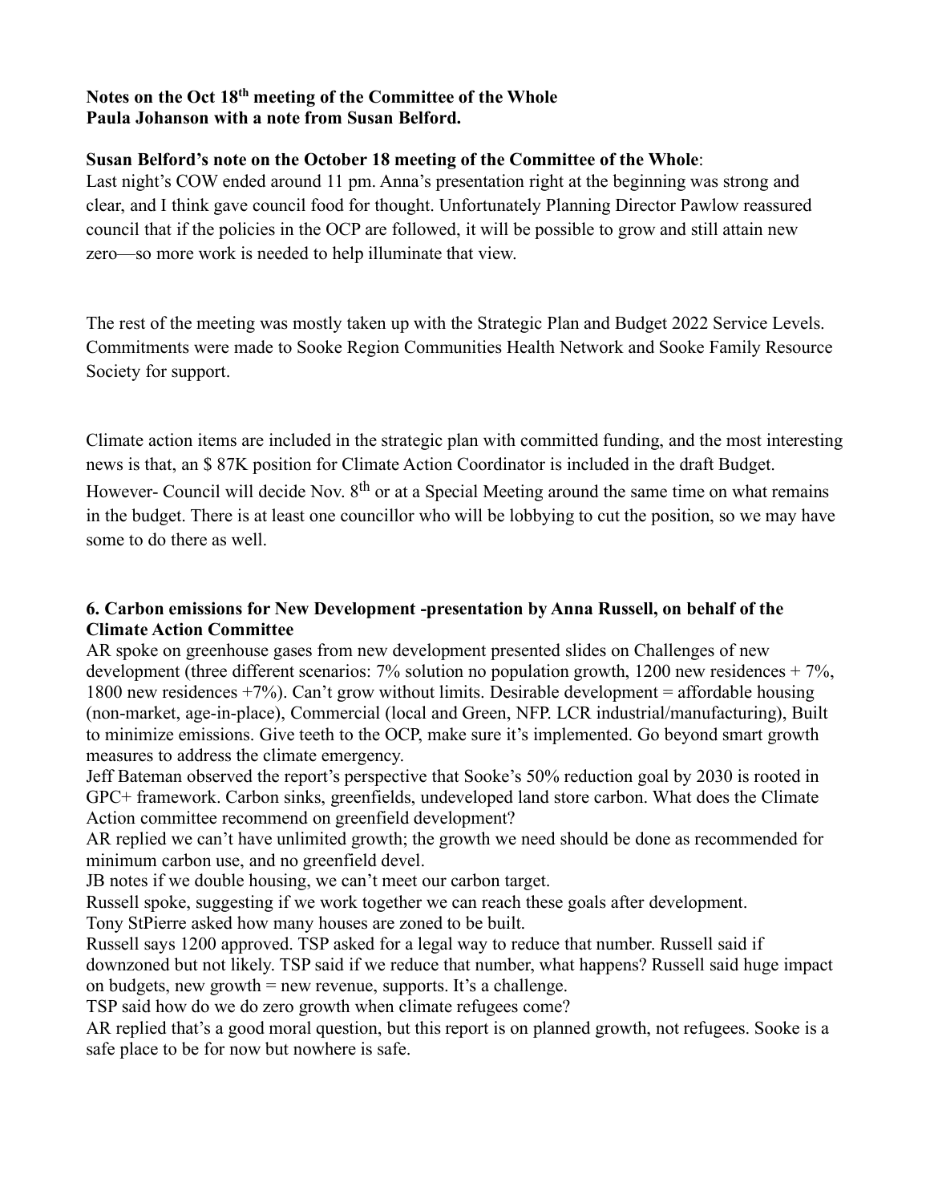**Notes on the Oct 18th meeting of the Committee of the Whole**
**Paula Johanson with a note from Susan Belford.**

**Susan Belford's note on the October 18 meeting of the Committee of the Whole**:
Last night's COW ended around 11 pm. Anna's presentation right at the beginning was strong and clear, and I think gave council food for thought. Unfortunately Planning Director Pawlow reassured council that if the policies in the OCP are followed, it will be possible to grow and still attain new zero—so more work is needed to help illuminate that view.

The rest of the meeting was mostly taken up with the Strategic Plan and Budget 2022 Service Levels. Commitments were made to Sooke Region Communities Health Network and Sooke Family Resource Society for support.

Climate action items are included in the strategic plan with committed funding, and the most interesting news is that, an $ 87K position for Climate Action Coordinator is included in the draft Budget. However- Council will decide Nov. 8th or at a Special Meeting around the same time on what remains in the budget. There is at least one councillor who will be lobbying to cut the position, so we may have some to do there as well.

**6. Carbon emissions for New Development -presentation by Anna Russell, on behalf of the Climate Action Committee**

AR spoke on greenhouse gases from new development presented slides on Challenges of new development (three different scenarios: 7% solution no population growth, 1200 new residences + 7%, 1800 new residences +7%). Can't grow without limits. Desirable development = affordable housing (non-market, age-in-place), Commercial (local and Green, NFP. LCR industrial/manufacturing), Built to minimize emissions. Give teeth to the OCP, make sure it's implemented. Go beyond smart growth measures to address the climate emergency.

Jeff Bateman observed the report's perspective that Sooke's 50% reduction goal by 2030 is rooted in GPC+ framework. Carbon sinks, greenfields, undeveloped land store carbon. What does the Climate Action committee recommend on greenfield development?

AR replied we can't have unlimited growth; the growth we need should be done as recommended for minimum carbon use, and no greenfield devel.

JB notes if we double housing, we can't meet our carbon target.

Russell spoke, suggesting if we work together we can reach these goals after development.

Tony StPierre asked how many houses are zoned to be built.

Russell says 1200 approved. TSP asked for a legal way to reduce that number. Russell said if downzoned but not likely. TSP said if we reduce that number, what happens? Russell said huge impact on budgets, new growth = new revenue, supports. It's a challenge.

TSP said how do we do zero growth when climate refugees come?

AR replied that's a good moral question, but this report is on planned growth, not refugees. Sooke is a safe place to be for now but nowhere is safe.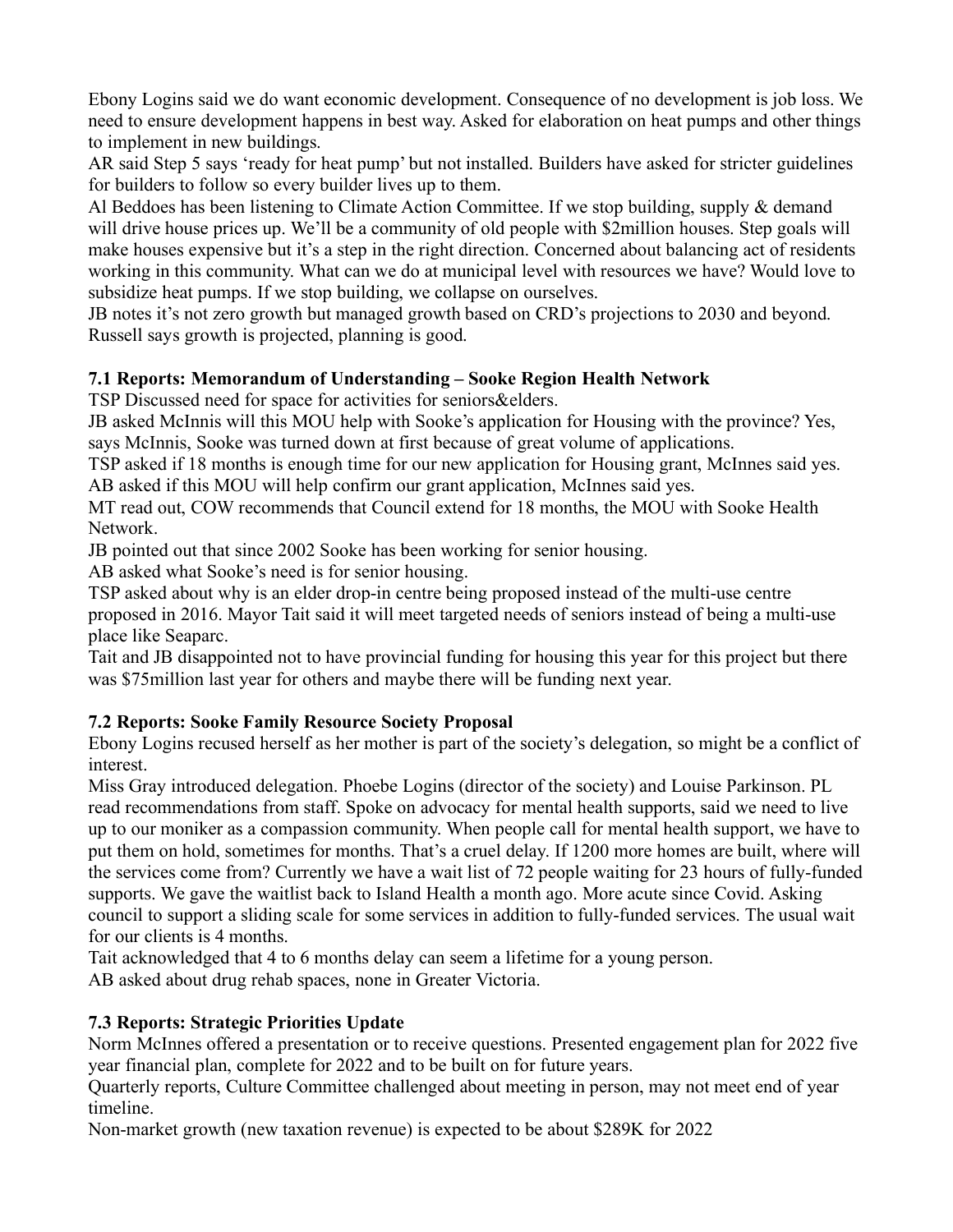Ebony Logins said we do want economic development. Consequence of no development is job loss. We need to ensure development happens in best way. Asked for elaboration on heat pumps and other things to implement in new buildings.

AR said Step 5 says 'ready for heat pump' but not installed. Builders have asked for stricter guidelines for builders to follow so every builder lives up to them.

Al Beddoes has been listening to Climate Action Committee. If we stop building, supply & demand will drive house prices up. We'll be a community of old people with $2million houses. Step goals will make houses expensive but it's a step in the right direction. Concerned about balancing act of residents working in this community. What can we do at municipal level with resources we have? Would love to subsidize heat pumps. If we stop building, we collapse on ourselves.

JB notes it's not zero growth but managed growth based on CRD's projections to 2030 and beyond. Russell says growth is projected, planning is good.

**7.1 Reports: Memorandum of Understanding – Sooke Region Health Network**

TSP Discussed need for space for activities for seniors&elders.

JB asked McInnis will this MOU help with Sooke's application for Housing with the province? Yes, says McInnis, Sooke was turned down at first because of great volume of applications.

TSP asked if 18 months is enough time for our new application for Housing grant, McInnes said yes. AB asked if this MOU will help confirm our grant application, McInnes said yes.

MT read out, COW recommends that Council extend for 18 months, the MOU with Sooke Health Network.

JB pointed out that since 2002 Sooke has been working for senior housing.

AB asked what Sooke's need is for senior housing.

TSP asked about why is an elder drop-in centre being proposed instead of the multi-use centre proposed in 2016. Mayor Tait said it will meet targeted needs of seniors instead of being a multi-use place like Seaparc.

Tait and JB disappointed not to have provincial funding for housing this year for this project but there was $75million last year for others and maybe there will be funding next year.

**7.2 Reports: Sooke Family Resource Society Proposal**

Ebony Logins recused herself as her mother is part of the society's delegation, so might be a conflict of interest.

Miss Gray introduced delegation. Phoebe Logins (director of the society) and Louise Parkinson. PL read recommendations from staff. Spoke on advocacy for mental health supports, said we need to live up to our moniker as a compassion community. When people call for mental health support, we have to put them on hold, sometimes for months. That's a cruel delay. If 1200 more homes are built, where will the services come from? Currently we have a wait list of 72 people waiting for 23 hours of fully-funded supports. We gave the waitlist back to Island Health a month ago. More acute since Covid. Asking council to support a sliding scale for some services in addition to fully-funded services. The usual wait for our clients is 4 months.

Tait acknowledged that 4 to 6 months delay can seem a lifetime for a young person.

AB asked about drug rehab spaces, none in Greater Victoria.

**7.3 Reports: Strategic Priorities Update**

Norm McInnes offered a presentation or to receive questions. Presented engagement plan for 2022 five year financial plan, complete for 2022 and to be built on for future years.

Quarterly reports, Culture Committee challenged about meeting in person, may not meet end of year timeline.

Non-market growth (new taxation revenue) is expected to be about $289K for 2022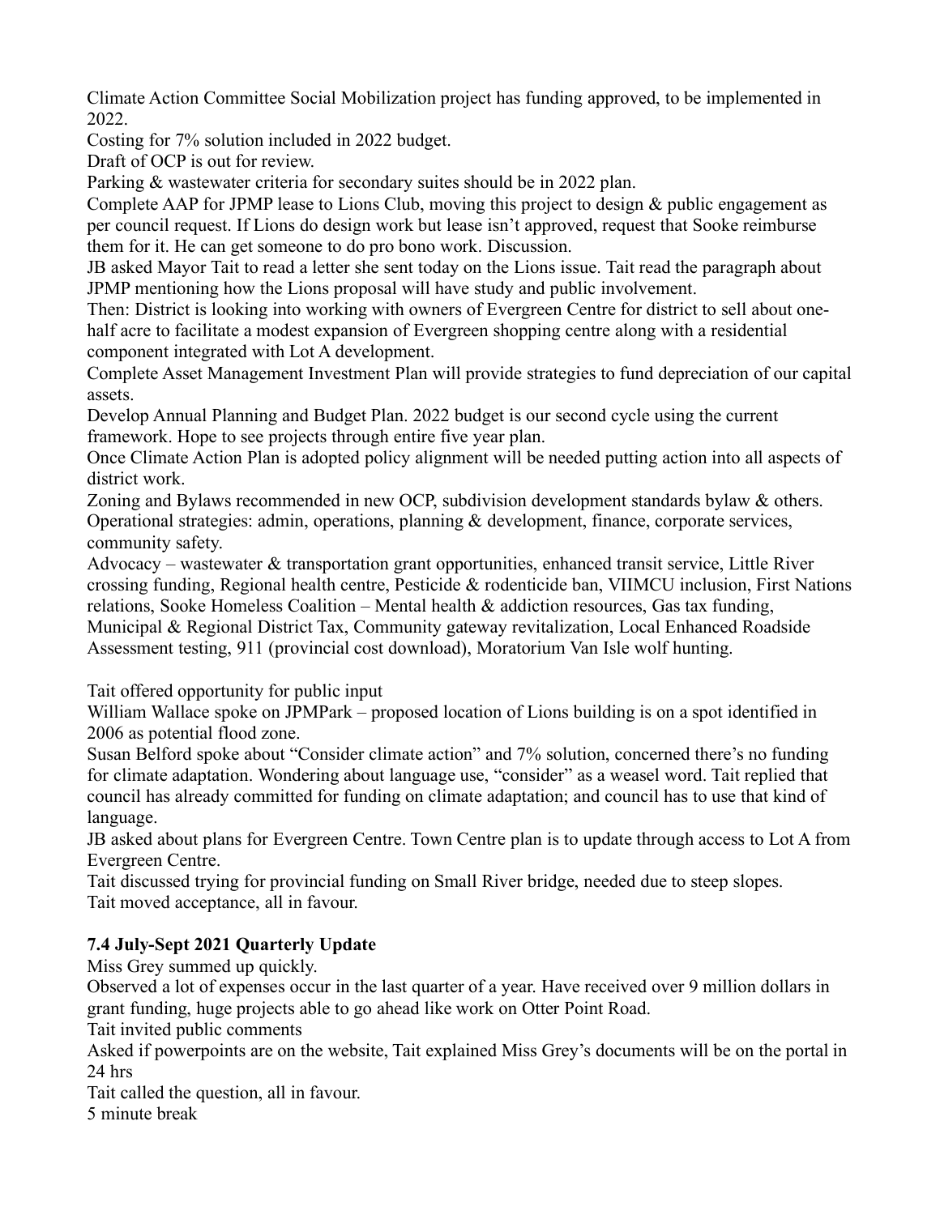Climate Action Committee Social Mobilization project has funding approved, to be implemented in 2022.

Costing for 7% solution included in 2022 budget.

Draft of OCP is out for review.

Parking & wastewater criteria for secondary suites should be in 2022 plan.

Complete AAP for JPMP lease to Lions Club, moving this project to design & public engagement as per council request. If Lions do design work but lease isn't approved, request that Sooke reimburse them for it. He can get someone to do pro bono work. Discussion.

JB asked Mayor Tait to read a letter she sent today on the Lions issue. Tait read the paragraph about JPMP mentioning how the Lions proposal will have study and public involvement.

Then: District is looking into working with owners of Evergreen Centre for district to sell about one-half acre to facilitate a modest expansion of Evergreen shopping centre along with a residential component integrated with Lot A development.

Complete Asset Management Investment Plan will provide strategies to fund depreciation of our capital assets.

Develop Annual Planning and Budget Plan. 2022 budget is our second cycle using the current framework. Hope to see projects through entire five year plan.

Once Climate Action Plan is adopted policy alignment will be needed putting action into all aspects of district work.

Zoning and Bylaws recommended in new OCP, subdivision development standards bylaw & others.

Operational strategies: admin, operations, planning & development, finance, corporate services, community safety.

Advocacy – wastewater & transportation grant opportunities, enhanced transit service, Little River crossing funding, Regional health centre, Pesticide & rodenticide ban, VIIMCU inclusion, First Nations relations, Sooke Homeless Coalition – Mental health & addiction resources, Gas tax funding, Municipal & Regional District Tax, Community gateway revitalization, Local Enhanced Roadside Assessment testing, 911 (provincial cost download), Moratorium Van Isle wolf hunting.

Tait offered opportunity for public input

William Wallace spoke on JPMPark – proposed location of Lions building is on a spot identified in 2006 as potential flood zone.

Susan Belford spoke about "Consider climate action" and 7% solution, concerned there's no funding for climate adaptation. Wondering about language use, "consider" as a weasel word. Tait replied that council has already committed for funding on climate adaptation; and council has to use that kind of language.

JB asked about plans for Evergreen Centre. Town Centre plan is to update through access to Lot A from Evergreen Centre.

Tait discussed trying for provincial funding on Small River bridge, needed due to steep slopes.

Tait moved acceptance, all in favour.

**7.4 July-Sept 2021 Quarterly Update**

Miss Grey summed up quickly.

Observed a lot of expenses occur in the last quarter of a year. Have received over 9 million dollars in grant funding, huge projects able to go ahead like work on Otter Point Road.

Tait invited public comments

Asked if powerpoints are on the website, Tait explained Miss Grey's documents will be on the portal in 24 hrs

Tait called the question, all in favour.

5 minute break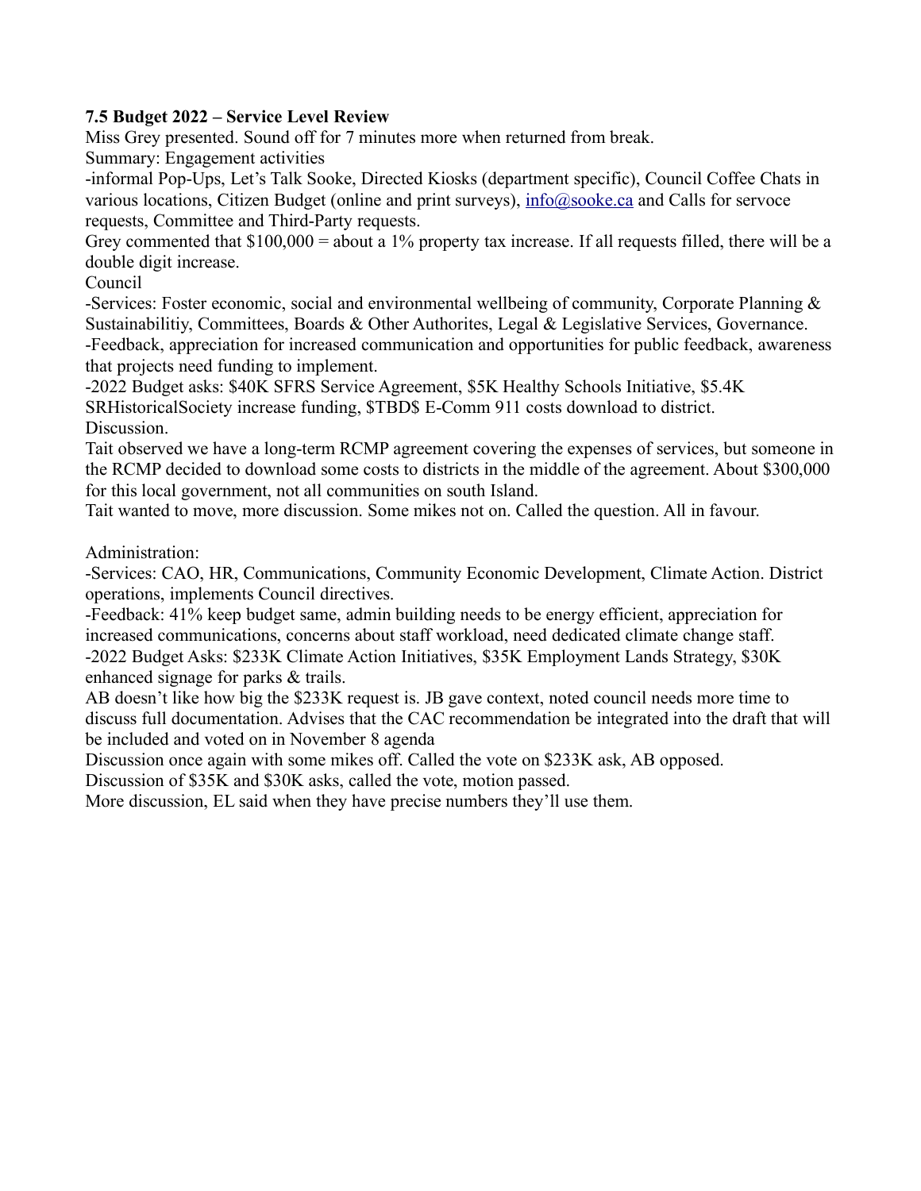**7.5 Budget 2022 – Service Level Review**

Miss Grey presented. Sound off for 7 minutes more when returned from break.

Summary: Engagement activities

-informal Pop-Ups, Let's Talk Sooke, Directed Kiosks (department specific), Council Coffee Chats in various locations, Citizen Budget (online and print surveys), [info@sooke.ca](mailto:info@sooke.ca) and Calls for servoce requests, Committee and Third-Party requests.

Grey commented that $100,000 = about a 1% property tax increase. If all requests filled, there will be a double digit increase.

Council

-Services: Foster economic, social and environmental wellbeing of community, Corporate Planning & Sustainabilitiy, Committees, Boards & Other Authorites, Legal & Legislative Services, Governance.

-Feedback, appreciation for increased communication and opportunities for public feedback, awareness that projects need funding to implement.

-2022 Budget asks: $40K SFRS Service Agreement, $5K Healthy Schools Initiative, $5.4K SRHistoricalSociety increase funding, $TBD$ E-Comm 911 costs download to district.

Discussion.

Tait observed we have a long-term RCMP agreement covering the expenses of services, but someone in the RCMP decided to download some costs to districts in the middle of the agreement. About $300,000 for this local government, not all communities on south Island.

Tait wanted to move, more discussion. Some mikes not on. Called the question. All in favour.

Administration:

-Services: CAO, HR, Communications, Community Economic Development, Climate Action. District operations, implements Council directives.

-Feedback: 41% keep budget same, admin building needs to be energy efficient, appreciation for increased communications, concerns about staff workload, need dedicated climate change staff.

-2022 Budget Asks: $233K Climate Action Initiatives, $35K Employment Lands Strategy, $30K enhanced signage for parks & trails.

AB doesn't like how big the $233K request is. JB gave context, noted council needs more time to discuss full documentation. Advises that the CAC recommendation be integrated into the draft that will be included and voted on in November 8 agenda

Discussion once again with some mikes off. Called the vote on $233K ask, AB opposed.

Discussion of $35K and $30K asks, called the vote, motion passed.

More discussion, EL said when they have precise numbers they'll use them.